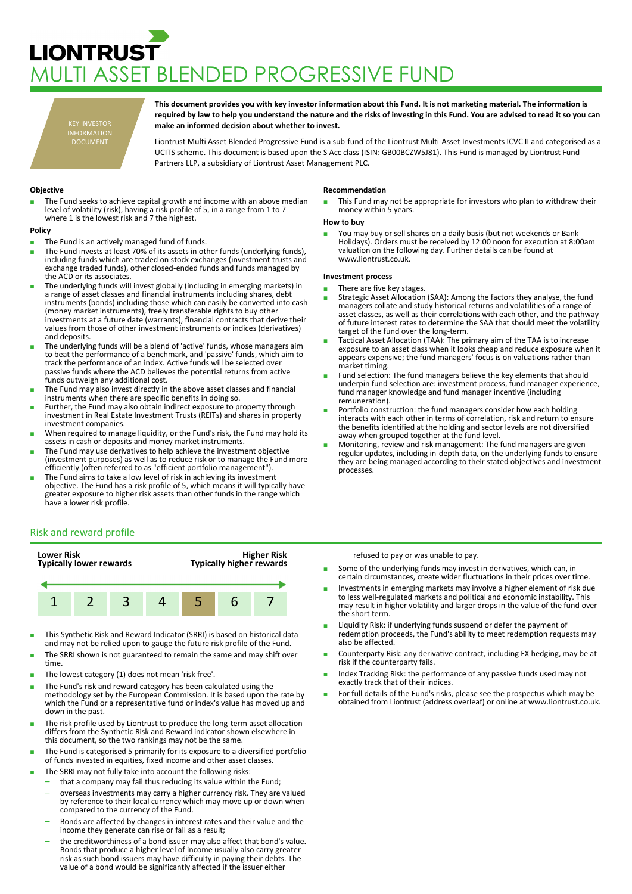# LIONTRUST

# MULTI ASSET BLENDED PROGRESSIVE FUND

KEY INVESTOR INFORMATION DOCUMENT

**This document provides you with key investor information about this Fund. It is not marketing material. The information is required by law to help you understand the nature and the risks of investing in this Fund. You are advised to read it so you can make an informed decision about whether to invest.**

Liontrust Multi Asset Blended Progressive Fund is a sub-fund of the Liontrust Multi-Asset Investments ICVC II and categorised as a UCITS scheme. This document is based upon the S Acc class (ISIN: GB00BCZW5J81). This Fund is managed by Liontrust Fund Partners LLP, a subsidiary of Liontrust Asset Management PLC.

### Objective

- The Fund seeks to achieve capital growth and income with an above median level of volatility (risk), having a risk profile of 5, in a range from 1 to 7 where 1 is the lowest risk and 7 the highest.

### Policy

- The Fund is an actively managed fund of funds.
- The Fund invests at least 70% of its assets in other funds (underlying funds), including funds which are traded on stock exchanges (investment trusts and exchange traded funds), other closed-ended funds and funds managed by the ACD or its associates.
- The underlying funds will invest globally (including in emerging markets) in a range of asset classes and financial instruments including shares, debt instruments (bonds) including those which can easily be converted into cash (money market instruments), freely transferable rights to buy other investments at a future date (warrants), financial contracts that derive their values from those of other investment instruments or indices (derivatives) and deposits.
- The underlying funds will be a blend of 'active' funds, whose managers aim to beat the performance of a benchmark, and 'passive' funds, which aim to track the performance of an index. Active funds will be selected over passive funds where the ACD believes the potential returns from active funds outweigh any additional cost.
- The Fund may also invest directly in the above asset classes and financial instruments when there are specific benefits in doing so.
- Further, the Fund may also obtain indirect exposure to property through investment in Real Estate Investment Trusts (REITs) and shares in property investment companies.
- When required to manage liquidity, or the Fund's risk, the Fund may hold its assets in cash or deposits and money market instruments.
- The Fund may use derivatives to help achieve the investment objective (investment purposes) as well as to reduce risk or to manage the Fund more efficiently (often referred to as "efficient portfolio management").
- The Fund aims to take a low level of risk in achieving its investment objective. The Fund has a risk profile of 5, which means it will typically have greater exposure to higher risk assets than other funds in the range which have a lower risk profile.

### Recommendation

- This Fund may not be appropriate for investors who plan to withdraw their money within 5 years.

### How to buy

- You may buy or sell shares on a daily basis (but not weekends or Bank Holidays). Orders must be received by 12:00 noon for execution at 8:00am valuation on the following day. Further details can be found at www.liontrust.co.uk.

### Investment process

- There are five key stages.
- Strategic Asset Allocation (SAA): Among the factors they analyse, the fund managers collate and study historical returns and volatilities of a range of asset classes, as well as their correlations with each other, and the pathway of future interest rates to determine the SAA that should meet the volatility target of the fund over the long-term.
- Tactical Asset Allocation (TAA): The primary aim of the TAA is to increase exposure to an asset class when it looks cheap and reduce exposure when it appears expensive; the fund managers' focus is on valuations rather than market timing.
- Fund selection: The fund managers believe the key elements that should underpin fund selection are: investment process, fund manager experience, fund manager knowledge and fund manager incentive (including remuneration).
- Portfolio construction: the fund managers consider how each holding interacts with each other in terms of correlation, risk and return to ensure the benefits identified at the holding and sector levels are not diversified away when grouped together at the fund level.
- Monitoring, review and risk management: The fund managers are given regular updates, including in-depth data, on the underlying funds to ensure they are being managed according to their stated objectives and investment processes.

## Risk and reward profile

| **Lower Risk** Typically lower rewards | | | | | | **Higher Risk** Typically higher rewards |
|---|---|---|---|---|---|---|
| 1 | 2 | 3 | 4 | **5** | 6 | 7 |

- This Synthetic Risk and Reward Indicator (SRRI) is based on historical data and may not be relied upon to gauge the future risk profile of the Fund.
- The SRRI shown is not guaranteed to remain the same and may shift over time.
- The lowest category (1) does not mean 'risk free'.
- The Fund's risk and reward category has been calculated using the methodology set by the European Commission. It is based upon the rate by which the Fund or a representative fund or index's value has moved up and down in the past.
- The risk profile used by Liontrust to produce the long-term asset allocation differs from the Synthetic Risk and Reward indicator shown elsewhere in this document, so the two rankings may not be the same.
- The Fund is categorised 5 primarily for its exposure to a diversified portfolio of funds invested in equities, fixed income and other asset classes.
- The SRRI may not fully take into account the following risks:
  - that a company may fail thus reducing its value within the Fund;
  - overseas investments may carry a higher currency risk. They are valued by reference to their local currency which may move up or down when compared to the currency of the Fund.
  - Bonds are affected by changes in interest rates and their value and the income they generate can rise or fall as a result;
  - the creditworthiness of a bond issuer may also affect that bond's value. Bonds that produce a higher level of income usually also carry greater risk as such bond issuers may have difficulty in paying their debts. The value of a bond would be significantly affected if the issuer either refused to pay or was unable to pay.
- Some of the underlying funds may invest in derivatives, which can, in certain circumstances, create wider fluctuations in their prices over time.
- Investments in emerging markets may involve a higher element of risk due to less well-regulated markets and political and economic instability. This may result in higher volatility and larger drops in the value of the fund over the short term.
- Liquidity Risk: if underlying funds suspend or defer the payment of redemption proceeds, the Fund's ability to meet redemption requests may also be affected.
- Counterparty Risk: any derivative contract, including FX hedging, may be at risk if the counterparty fails.
- Index Tracking Risk: the performance of any passive funds used may not exactly track that of their indices.
- For full details of the Fund's risks, please see the prospectus which may be obtained from Liontrust (address overleaf) or online at www.liontrust.co.uk.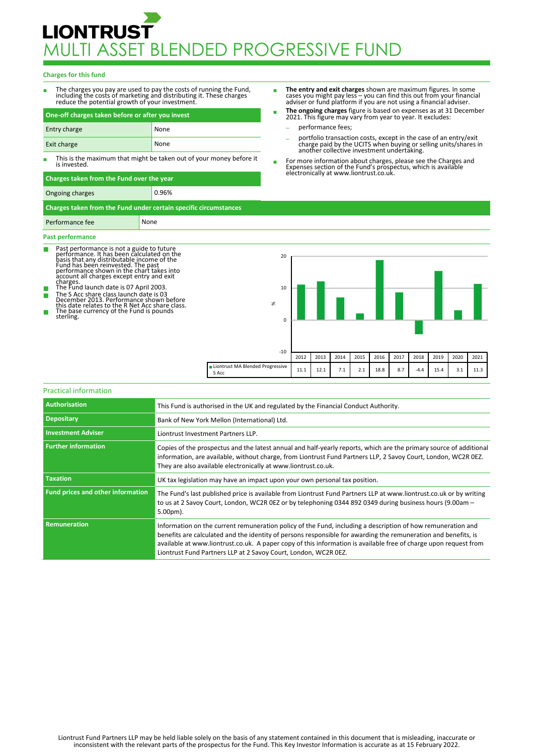# LIONTRUST
# MULTI ASSET BLENDED PROGRESSIVE FUND

### Charges for this fund

- The charges you pay are used to pay the costs of running the Fund, including the costs of marketing and distributing it. These charges reduce the potential growth of your investment.

| One-off charges taken before or after you invest | |
|---|---|
| Entry charge | None |
| Exit charge | None |

- This is the maximum that might be taken out of your money before it is invested.

| Charges taken from the Fund over the year | |
|---|---|
| Ongoing charges | 0.96% |

| Charges taken from the Fund under certain specific circumstances | |
|---|---|
| Performance fee | None |

- **The entry and exit charges** shown are maximum figures. In some cases you might pay less – you can find this out from your financial adviser or fund platform if you are not using a financial adviser.
- **The ongoing charges** figure is based on expenses as at 31 December 2021. This figure may vary from year to year. It excludes:
  - performance fees;
  - portfolio transaction costs, except in the case of an entry/exit charge paid by the UCITS when buying or selling units/shares in another collective investment undertaking.
- For more information about charges, please see the Charges and Expenses section of the Fund's prospectus, which is available electronically at www.liontrust.co.uk.

### Past performance

- Past performance is not a guide to future performance. It has been calculated on the basis that any distributable income of the Fund has been reinvested. The past performance shown in the chart takes into account all charges except entry and exit charges.
- The Fund launch date is 07 April 2003.
- The S Acc share class launch date is 03 December 2013. Performance shown before this date relates to the R Net Acc share class.
- The base currency of the Fund is pounds sterling.

20
10
0
-10
%

2012 2013 2014 2015 2016 2017 2018 2019 2020 2021

Liontrust MA Blended Progressive S Acc: 11.1 12.1 7.1 2.1 18.8 8.7 -4.4 15.4 3.1 11.3

### Practical information

| | |
|---|---|
| **Authorisation** | This Fund is authorised in the UK and regulated by the Financial Conduct Authority. |
| **Depositary** | Bank of New York Mellon (International) Ltd. |
| **Investment Adviser** | Liontrust Investment Partners LLP. |
| **Further information** | Copies of the prospectus and the latest annual and half-yearly reports, which are the primary source of additional information, are available, without charge, from Liontrust Fund Partners LLP, 2 Savoy Court, London, WC2R 0EZ. They are also available electronically at www.liontrust.co.uk. |
| **Taxation** | UK tax legislation may have an impact upon your own personal tax position. |
| **Fund prices and other information** | The Fund's last published price is available from Liontrust Fund Partners LLP at www.liontrust.co.uk or by writing to us at 2 Savoy Court, London, WC2R 0EZ or by telephoning 0344 892 0349 during business hours (9.00am – 5.00pm). |
| **Remuneration** | Information on the current remuneration policy of the Fund, including a description of how remuneration and benefits are calculated and the identity of persons responsible for awarding the remuneration and benefits, is available at www.liontrust.co.uk. A paper copy of this information is available free of charge upon request from Liontrust Fund Partners LLP at 2 Savoy Court, London, WC2R 0EZ. |

Liontrust Fund Partners LLP may be held liable solely on the basis of any statement contained in this document that is misleading, inaccurate or inconsistent with the relevant parts of the prospectus for the Fund. This Key Investor Information is accurate as at 15 February 2022.